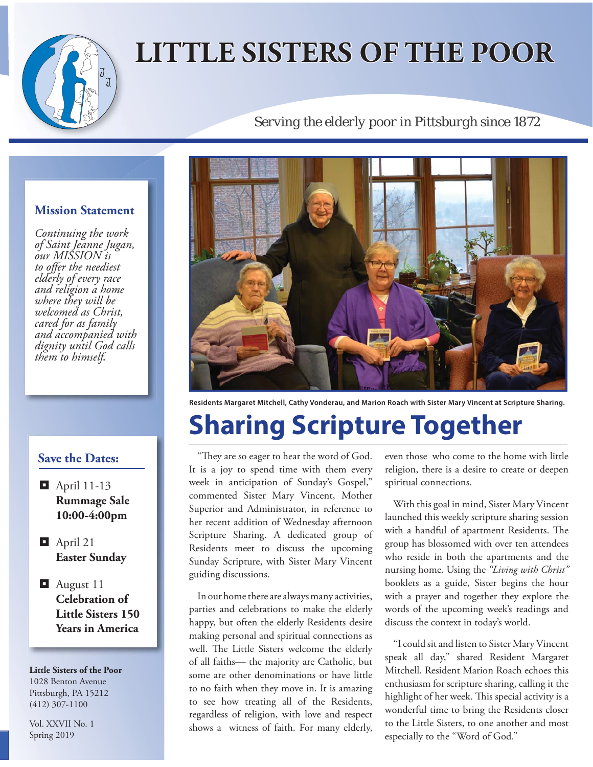# LITTLE SISTERS OF THE POOR

Serving the elderly poor in Pittsburgh since 1872

### Mission Statement

*Continuing the work of Saint Jeanne Jugan, our MISSION is to offer the neediest elderly of every race and religion a home where they will be welcomed as Christ, cared for as family and accompanied with dignity until God calls them to himself.*

### Save the Dates:

- April 11-13
  **Rummage Sale 10:00-4:00pm**
- April 21
  **Easter Sunday**
- August 11
  **Celebration of Little Sisters 150 Years in America**

**Little Sisters of the Poor**
1028 Benton Avenue
Pittsburgh, PA 15212
(412) 307-1100

Vol. XXVII No. 1
Spring 2019

**Residents Margaret Mitchell, Cathy Vonderau, and Marion Roach with Sister Mary Vincent at Scripture Sharing.**

## Sharing Scripture Together

"They are so eager to hear the word of God. It is a joy to spend time with them every week in anticipation of Sunday's Gospel," commented Sister Mary Vincent, Mother Superior and Administrator, in reference to her recent addition of Wednesday afternoon Scripture Sharing. A dedicated group of Residents meet to discuss the upcoming Sunday Scripture, with Sister Mary Vincent guiding discussions.

In our home there are always many activities, parties and celebrations to make the elderly happy, but often the elderly Residents desire making personal and spiritual connections as well. The Little Sisters welcome the elderly of all faiths— the majority are Catholic, but some are other denominations or have little to no faith when they move in. It is amazing to see how treating all of the Residents, regardless of religion, with love and respect shows a witness of faith. For many elderly, even those who come to the home with little religion, there is a desire to create or deepen spiritual connections.

With this goal in mind, Sister Mary Vincent launched this weekly scripture sharing session with a handful of apartment Residents. The group has blossomed with over ten attendees who reside in both the apartments and the nursing home. Using the *"Living with Christ"* booklets as a guide, Sister begins the hour with a prayer and together they explore the words of the upcoming week's readings and discuss the context in today's world.

"I could sit and listen to Sister Mary Vincent speak all day," shared Resident Margaret Mitchell. Resident Marion Roach echoes this enthusiasm for scripture sharing, calling it the highlight of her week. This special activity is a wonderful time to bring the Residents closer to the Little Sisters, to one another and most especially to the "Word of God."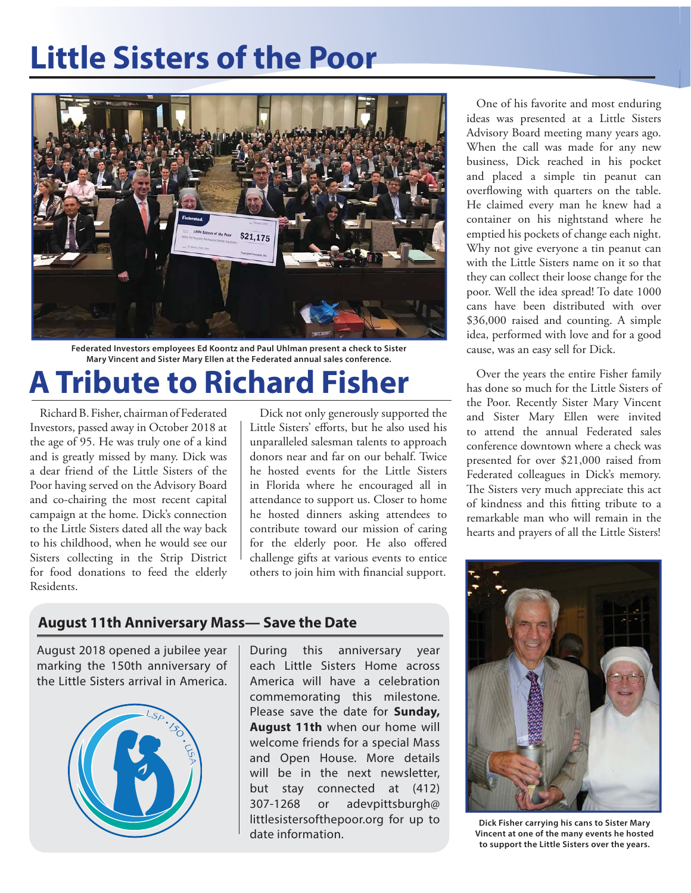# Little Sisters of the Poor

Federated Investors employees Ed Koontz and Paul Uhlman present a check to Sister Mary Vincent and Sister Mary Ellen at the Federated annual sales conference.

## A Tribute to Richard Fisher

Richard B. Fisher, chairman of Federated Investors, passed away in October 2018 at the age of 95. He was truly one of a kind and is greatly missed by many. Dick was a dear friend of the Little Sisters of the Poor having served on the Advisory Board and co-chairing the most recent capital campaign at the home. Dick's connection to the Little Sisters dated all the way back to his childhood, when he would see our Sisters collecting in the Strip District for food donations to feed the elderly Residents.

Dick not only generously supported the Little Sisters' efforts, but he also used his unparalleled salesman talents to approach donors near and far on our behalf. Twice he hosted events for the Little Sisters in Florida where he encouraged all in attendance to support us. Closer to home he hosted dinners asking attendees to contribute toward our mission of caring for the elderly poor. He also offered challenge gifts at various events to entice others to join him with financial support.

One of his favorite and most enduring ideas was presented at a Little Sisters Advisory Board meeting many years ago. When the call was made for any new business, Dick reached in his pocket and placed a simple tin peanut can overflowing with quarters on the table. He claimed every man he knew had a container on his nightstand where he emptied his pockets of change each night. Why not give everyone a tin peanut can with the Little Sisters name on it so that they can collect their loose change for the poor. Well the idea spread! To date 1000 cans have been distributed with over $36,000 raised and counting. A simple idea, performed with love and for a good cause, was an easy sell for Dick.

Over the years the entire Fisher family has done so much for the Little Sisters of the Poor. Recently Sister Mary Vincent and Sister Mary Ellen were invited to attend the annual Federated sales conference downtown where a check was presented for over $21,000 raised from Federated colleagues in Dick's memory. The Sisters very much appreciate this act of kindness and this fitting tribute to a remarkable man who will remain in the hearts and prayers of all the Little Sisters!

Dick Fisher carrying his cans to Sister Mary Vincent at one of the many events he hosted to support the Little Sisters over the years.

### August 11th Anniversary Mass— Save the Date

August 2018 opened a jubilee year marking the 150th anniversary of the Little Sisters arrival in America.

During this anniversary year each Little Sisters Home across America will have a celebration commemorating this milestone. Please save the date for **Sunday, August 11th** when our home will welcome friends for a special Mass and Open House. More details will be in the next newsletter, but stay connected at (412) 307-1268 or adevpittsburgh@littlesistersofthepoor.org for up to date information.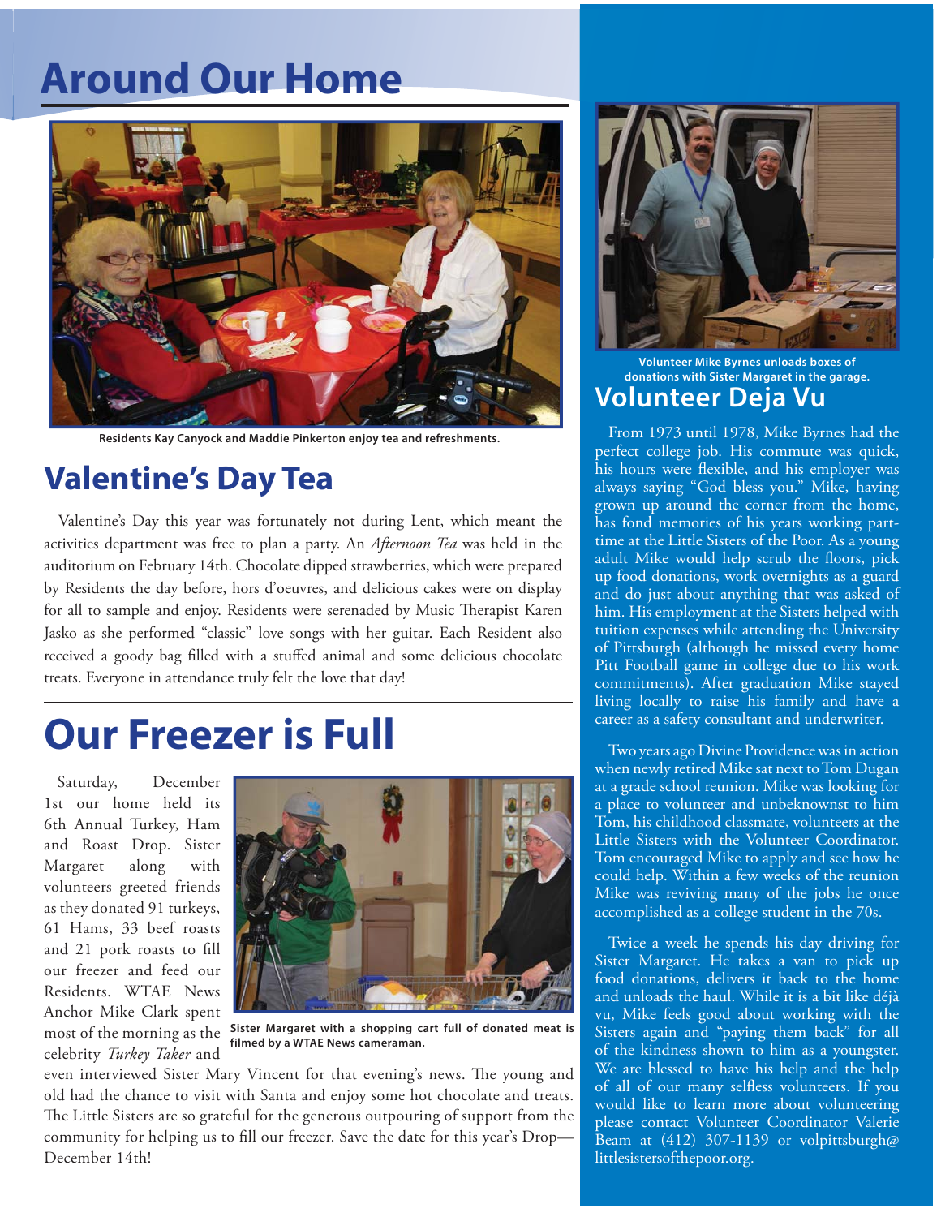# Around Our Home

Residents Kay Canyock and Maddie Pinkerton enjoy tea and refreshments.

## Valentine's Day Tea

Valentine's Day this year was fortunately not during Lent, which meant the activities department was free to plan a party. An *Afternoon Tea* was held in the auditorium on February 14th. Chocolate dipped strawberries, which were prepared by Residents the day before, hors d'oeuvres, and delicious cakes were on display for all to sample and enjoy. Residents were serenaded by Music Therapist Karen Jasko as she performed "classic" love songs with her guitar. Each Resident also received a goody bag filled with a stuffed animal and some delicious chocolate treats. Everyone in attendance truly felt the love that day!

# Our Freezer is Full

Saturday, December 1st our home held its 6th Annual Turkey, Ham and Roast Drop. Sister Margaret along with volunteers greeted friends as they donated 91 turkeys, 61 Hams, 33 beef roasts and 21 pork roasts to fill our freezer and feed our Residents. WTAE News Anchor Mike Clark spent most of the morning as the celebrity *Turkey Taker* and even interviewed Sister Mary Vincent for that evening's news. The young and old had the chance to visit with Santa and enjoy some hot chocolate and treats. The Little Sisters are so grateful for the generous outpouring of support from the community for helping us to fill our freezer. Save the date for this year's Drop—December 14th!

Sister Margaret with a shopping cart full of donated meat is filmed by a WTAE News cameraman.

Volunteer Mike Byrnes unloads boxes of donations with Sister Margaret in the garage.

## Volunteer Deja Vu

From 1973 until 1978, Mike Byrnes had the perfect college job. His commute was quick, his hours were flexible, and his employer was always saying "God bless you." Mike, having grown up around the corner from the home, has fond memories of his years working part-time at the Little Sisters of the Poor. As a young adult Mike would help scrub the floors, pick up food donations, work overnights as a guard and do just about anything that was asked of him. His employment at the Sisters helped with tuition expenses while attending the University of Pittsburgh (although he missed every home Pitt Football game in college due to his work commitments). After graduation Mike stayed living locally to raise his family and have a career as a safety consultant and underwriter.

Two years ago Divine Providence was in action when newly retired Mike sat next to Tom Dugan at a grade school reunion. Mike was looking for a place to volunteer and unbeknownst to him Tom, his childhood classmate, volunteers at the Little Sisters with the Volunteer Coordinator. Tom encouraged Mike to apply and see how he could help. Within a few weeks of the reunion Mike was reviving many of the jobs he once accomplished as a college student in the 70s.

Twice a week he spends his day driving for Sister Margaret. He takes a van to pick up food donations, delivers it back to the home and unloads the haul. While it is a bit like déjà vu, Mike feels good about working with the Sisters again and "paying them back" for all of the kindness shown to him as a youngster. We are blessed to have his help and the help of all of our many selfless volunteers. If you would like to learn more about volunteering please contact Volunteer Coordinator Valerie Beam at (412) 307-1139 or volpittsburgh@littlesistersofthepoor.org.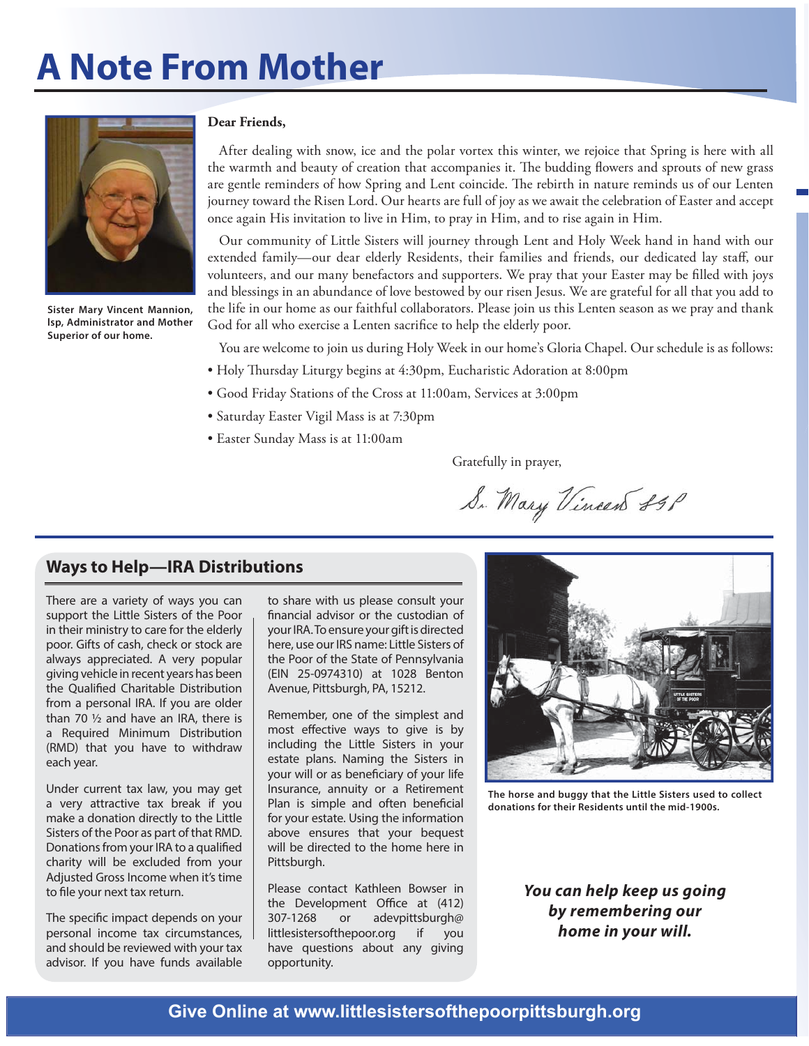# A Note From Mother

Sister Mary Vincent Mannion, lsp, Administrator and Mother Superior of our home.

**Dear Friends,**

After dealing with snow, ice and the polar vortex this winter, we rejoice that Spring is here with all the warmth and beauty of creation that accompanies it. The budding flowers and sprouts of new grass are gentle reminders of how Spring and Lent coincide. The rebirth in nature reminds us of our Lenten journey toward the Risen Lord. Our hearts are full of joy as we await the celebration of Easter and accept once again His invitation to live in Him, to pray in Him, and to rise again in Him.

Our community of Little Sisters will journey through Lent and Holy Week hand in hand with our extended family—our dear elderly Residents, their families and friends, our dedicated lay staff, our volunteers, and our many benefactors and supporters. We pray that your Easter may be filled with joys and blessings in an abundance of love bestowed by our risen Jesus. We are grateful for all that you add to the life in our home as our faithful collaborators. Please join us this Lenten season as we pray and thank God for all who exercise a Lenten sacrifice to help the elderly poor.

You are welcome to join us during Holy Week in our home's Gloria Chapel. Our schedule is as follows:

- Holy Thursday Liturgy begins at 4:30pm, Eucharistic Adoration at 8:00pm
- Good Friday Stations of the Cross at 11:00am, Services at 3:00pm
- Saturday Easter Vigil Mass is at 7:30pm
- Easter Sunday Mass is at 11:00am

Gratefully in prayer,

Sr. Mary Vincent lsp

## Ways to Help—IRA Distributions

There are a variety of ways you can support the Little Sisters of the Poor in their ministry to care for the elderly poor. Gifts of cash, check or stock are always appreciated. A very popular giving vehicle in recent years has been the Qualified Charitable Distribution from a personal IRA. If you are older than 70 ½ and have an IRA, there is a Required Minimum Distribution (RMD) that you have to withdraw each year.

Under current tax law, you may get a very attractive tax break if you make a donation directly to the Little Sisters of the Poor as part of that RMD. Donations from your IRA to a qualified charity will be excluded from your Adjusted Gross Income when it's time to file your next tax return.

The specific impact depends on your personal income tax circumstances, and should be reviewed with your tax advisor. If you have funds available to share with us please consult your financial advisor or the custodian of your IRA. To ensure your gift is directed here, use our IRS name: Little Sisters of the Poor of the State of Pennsylvania (EIN 25-0974310) at 1028 Benton Avenue, Pittsburgh, PA, 15212.

Remember, one of the simplest and most effective ways to give is by including the Little Sisters in your estate plans. Naming the Sisters in your will or as beneficiary of your life Insurance, annuity or a Retirement Plan is simple and often beneficial for your estate. Using the information above ensures that your bequest will be directed to the home here in Pittsburgh.

Please contact Kathleen Bowser in the Development Office at (412) 307-1268 or adevpittsburgh@littlesistersofthepoor.org if you have questions about any giving opportunity.

The horse and buggy that the Little Sisters used to collect donations for their Residents until the mid-1900s.

***You can help keep us going by remembering our home in your will.***

**Give Online at www.littlesistersofthepoorpittsburgh.org**